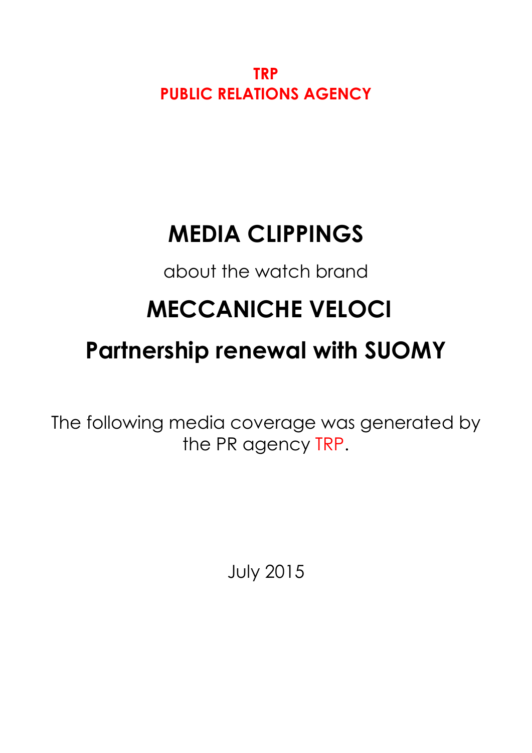**TRP**
**PUBLIC RELATIONS AGENCY**

# MEDIA CLIPPINGS

about the watch brand

# MECCANICHE VELOCI

# Partnership renewal with SUOMY

The following media coverage was generated by the PR agency TRP.

July 2015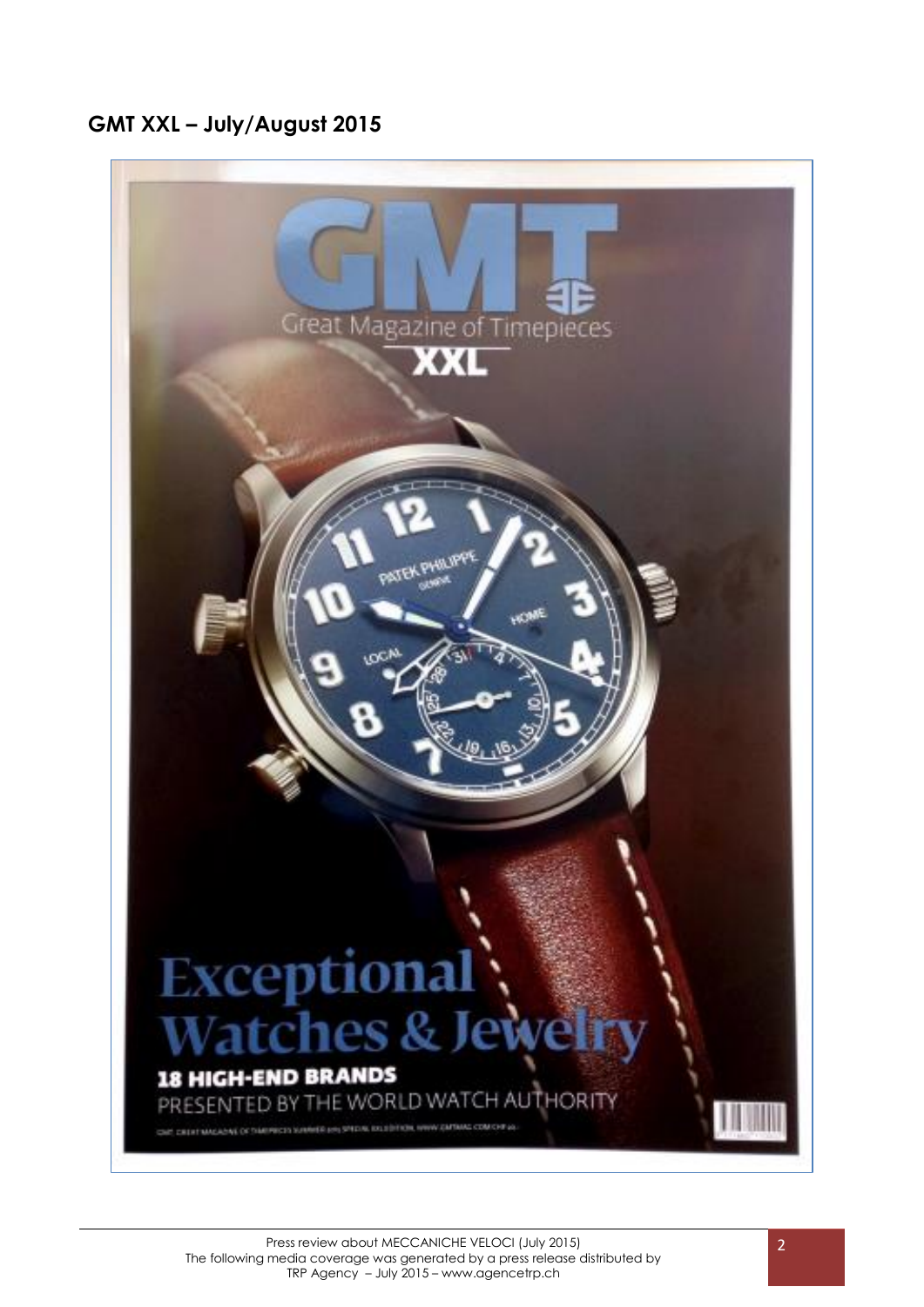## GMT XXL – July/August 2015

GMT

Great Magazine of Timepieces

XXL

# Exceptional Watches & Jewelry

**18 HIGH-END BRANDS**

PRESENTED BY THE WORLD WATCH AUTHORITY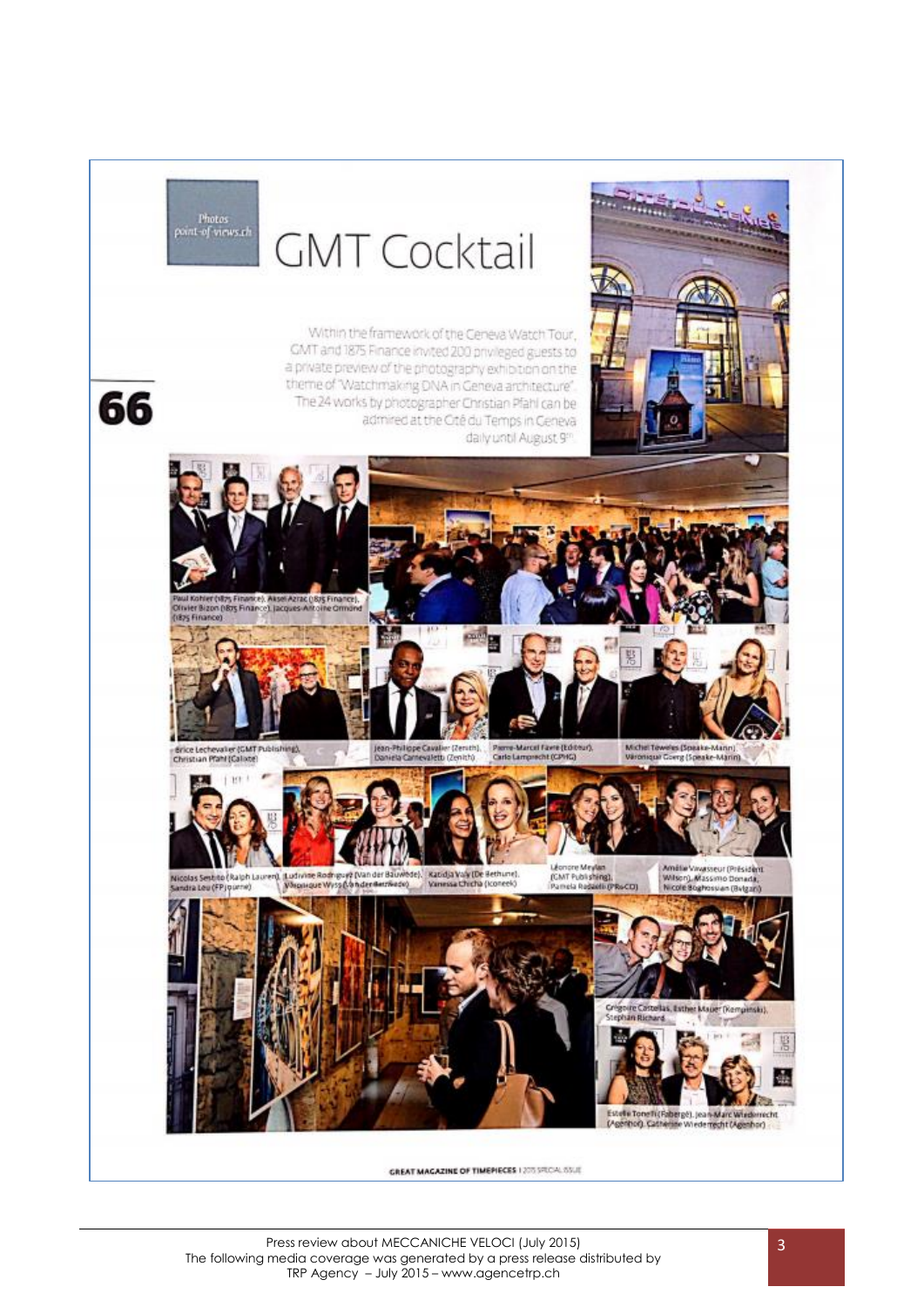Photos point-of-views.ch

# GMT Cocktail

Within the framework of the Geneva Watch Tour, GMT and 1875 Finance invited 200 privileged guests to a private preview of the photography exhibition on the theme of "Watchmaking DNA in Geneva architecture". The 24 works by photographer Christian Pfahl can be admired at the Cité du Temps in Geneva daily until August 9th.

Paul Kohler (1875 Finance), Aksel Azrac (1875 Finance), Olivier Bizon (1875 Finance), Jacques-Antoine Ormond (1875 Finance)

Brice Lechevalier (GMT Publishing), Christian Pfahl (Calixte)

Jean-Philippe Cavalier (Zenith), Daniela Carnevaletti (Zenith)

Pierre-Marcel Favre (Editeur), Carlo Lamprecht (CPHG)

Michel Teweles (Speake-Marin), Véronique Goerg (Speake-Marin)

Nicolas Sestito (Ralph Lauren), Sandra Leu (FPJourne)

Ludivine Rodriguez (Van der Bauwede), Véronique Wyss (Van der Bauwede)

Katidja Valy (De Bethune), Vanessa Chicha (Iconeek)

Léonore Meylan (GMT Publishing), Pamela Rapaelli (PRoCO)

Amélie Vavasseur (Président Wilson), Massimo Donada, Nicole Boghossian (Bvlgari)

Grégoire Castellas, Esther Maier (Kempinski), Stephan Richard

Estelle Tonelli (Fabergé), Jean-Marc Wiederrecht (Agenhor), Catherine Wiederrecht (Agenhor)

GREAT MAGAZINE OF TIMEPIECES | 2015 SPECIAL ISSUE

Press review about MECCANICHE VELOCI (July 2015)
The following media coverage was generated by a press release distributed by TRP Agency – July 2015 – www.agencetrp.ch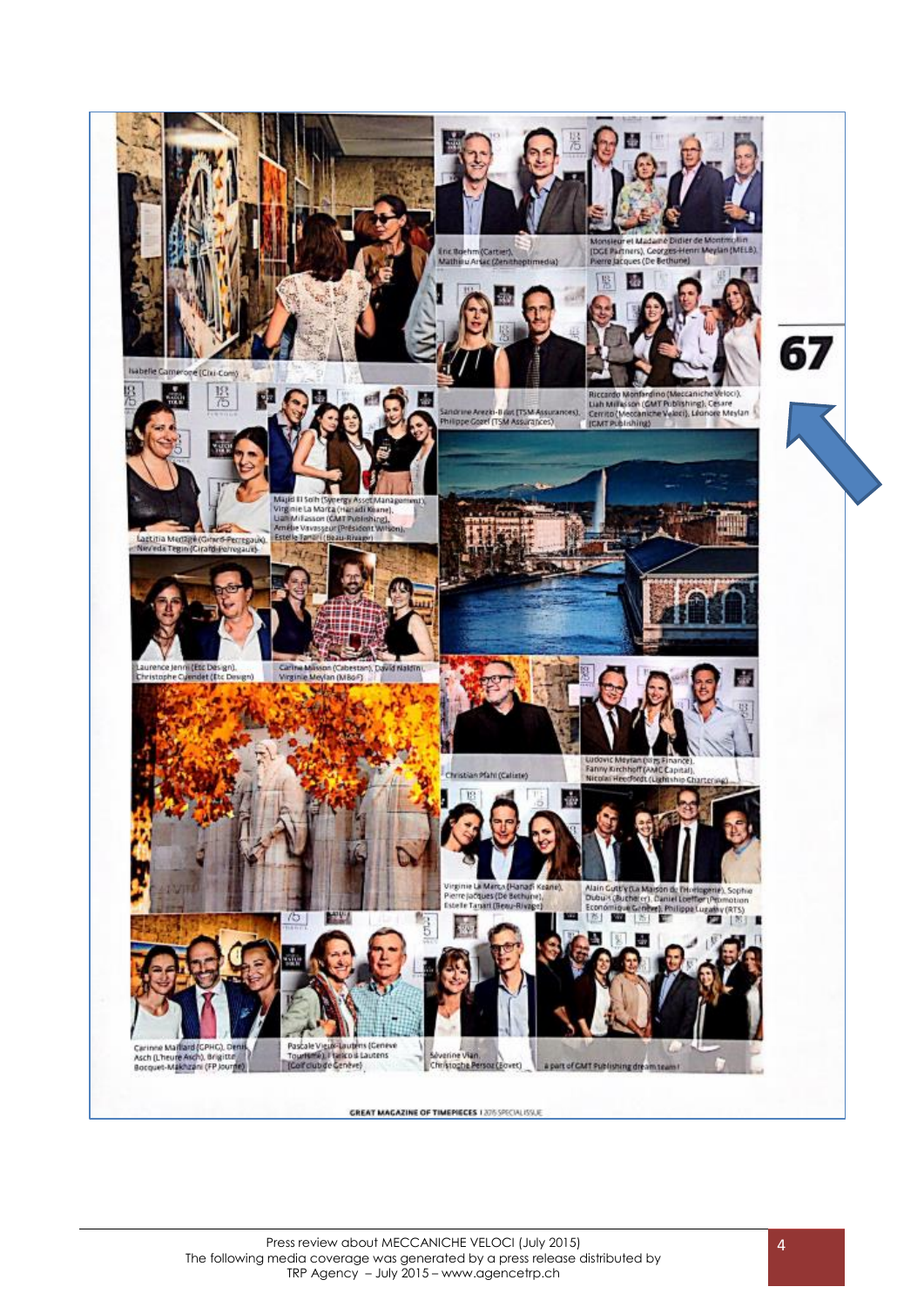67

Isabelle Camerone (Cixi-Com)

Eric Boehm (Cartier), Mathieu Arsac (Zenithoptimedia)

Monsieur et Madame Didier de Montmollin (DGE Partners), Georges-Henri Meylan (MELB), Pierre Jacques (De Bethune)

Sandrine Arezki-Biau (TSM Assurances), Philippe Gozel (TSM Assurances)

Riccardo Monferdino (Meccaniche Veloci), Liah Milasson (GMT Publishing), Cesare Cerrito (Meccaniche Veloci), Léonore Meylan (GMT Publishing)

Laetitia Ménagé (Girard-Perregaux), Nevveda Tegin (Girard-Perregaux)

Majid El Solh (Synergy Asset Management), Virginie La Marca (Hanadi Keane), Liah Milasson (GMT Publishing), Amélie Vavasseur (Président Wilson), Estelle Tanari (Beau-Rivage)

Laurence Jenni (Etc Design), Christophe Cuendet (Etc Design)

Carine Maisson (Cabestan), David Naldini, Virginie Meylan (MB&F)

Christian Pfahl (Calliste)

Ludovic Meylan (Ufg Finance), Fanny Kirchhoff (AMC Capital), Nicolai Heedfeldt (Lightship Chartering)

Virginie La Marca (Hanadi Keane), Pierre Jacques (De Bethune), Estelle Tanari (Beau-Rivage)

Alain Cutty (La Maison de l'Horlogerie), Sophie Dubuis (Bucherer), Daniel Loeffler (Promotion Economique Genève), Philippe Lugassy (RTS)

Carinne Maillard (GPHG), Denis Asch (L'heure Asch), Brigitte Bocquet-Makhzani (FP Journe)

Pascale Vieux-Lautens (Genève Tourisme), Franco Lautens (Golf club de Genève)

Séverine Vian, Christophe Persoz (Eovet)

a part of GMT Publishing dream team!

GREAT MAGAZINE OF TIMEPIECES | 2015 SPECIAL ISSUE

Press review about MECCANICHE VELOCI (July 2015)
The following media coverage was generated by a press release distributed by TRP Agency – July 2015 – www.agencetrp.ch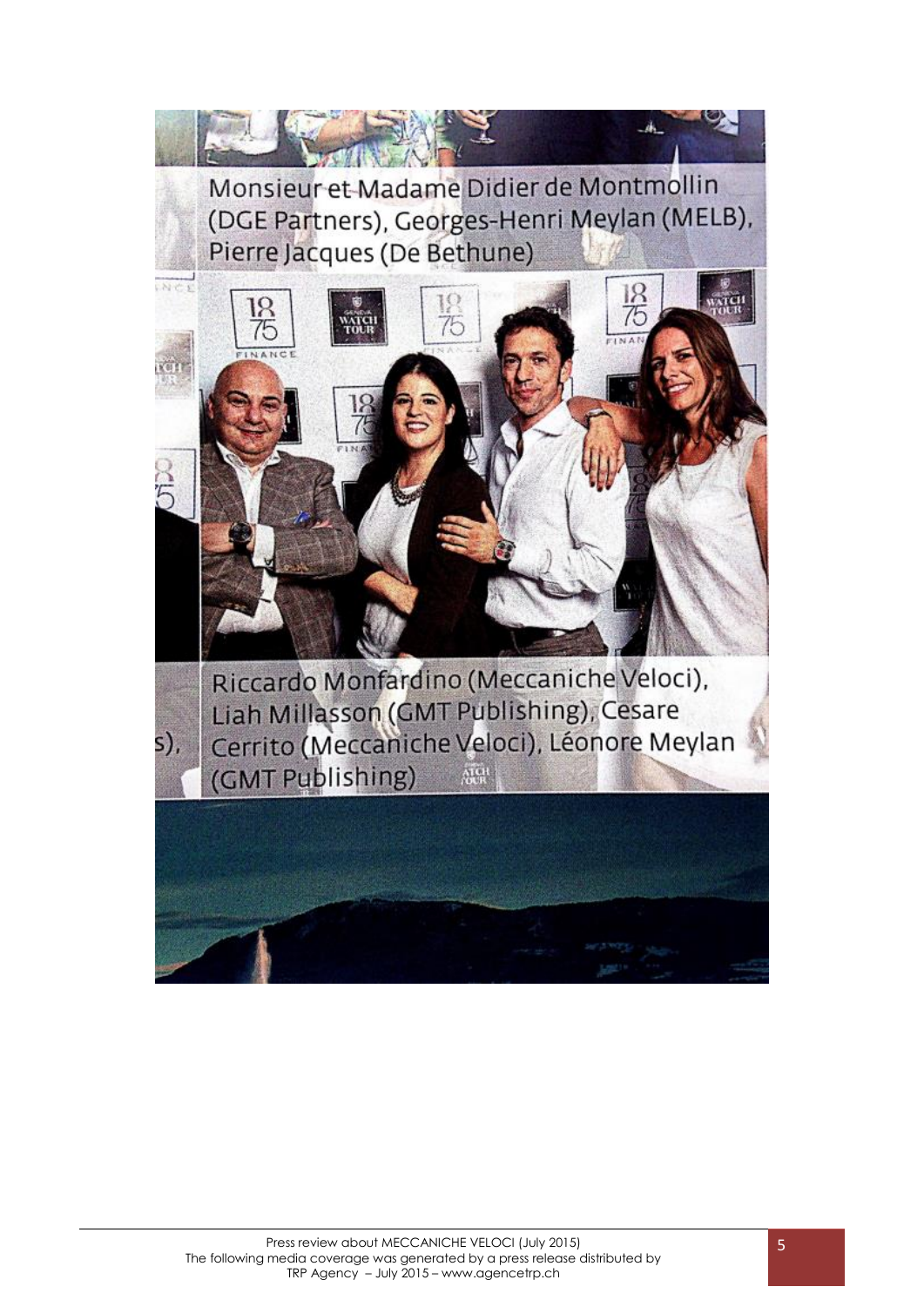Monsieur et Madame Didier de Montmollin (DGE Partners), Georges-Henri Meylan (MELB), Pierre Jacques (De Bethune)

Riccardo Monfardino (Meccaniche Veloci), Liah Millasson (GMT Publishing), Cesare Cerrito (Meccaniche Veloci), Léonore Meylan (GMT Publishing)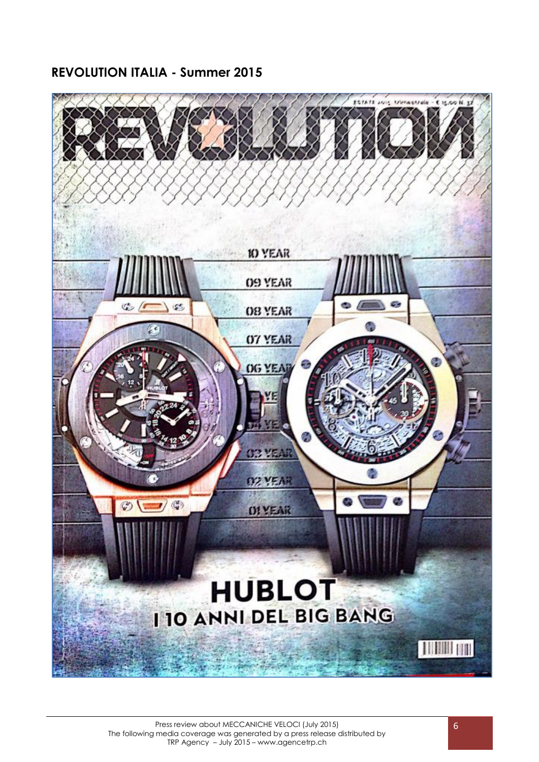## REVOLUTION ITALIA - Summer 2015

REVOLUTION

HUBLOT

I 10 ANNI DEL BIG BANG

Press review about MECCANICHE VELOCI (July 2015)
The following media coverage was generated by a press release distributed by
TRP Agency – July 2015 – www.agencetrp.ch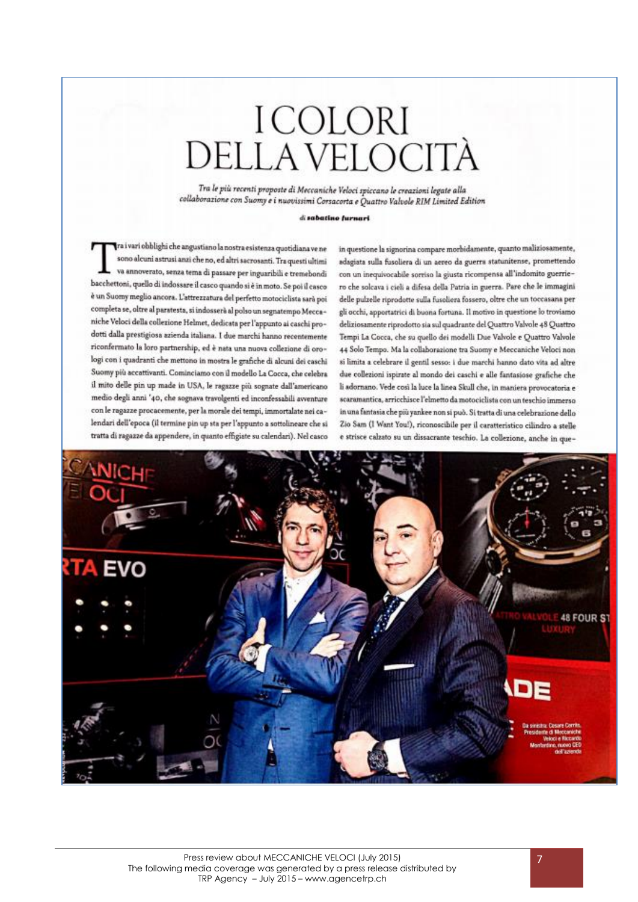# I COLORI DELLA VELOCITÀ

*Tra le più recenti proposte di Meccaniche Veloci spiccano le creazioni legate alla collaborazione con Suomy e i nuovissimi Corsacorta e Quattro Valvole RIM Limited Edition*

di **sabatino furnari**

Tra i vari obblighi che angustiano la nostra esistenza quotidiana ve ne sono alcuni astrusi anzi che no, ed altri sacrosanti. Tra questi ultimi va annoverato, senza tema di passare per inguaribili e tremebondi bacchettoni, quello di indossare il casco quando si è in moto. Se poi il casco è un Suomy meglio ancora. L'attrezzatura del perfetto motociclista sarà poi completa se, oltre al paratesta, si indosserà al polso un segnatempo Meccaniche Veloci della collezione Helmet, dedicata per l'appunto ai caschi prodotti dalla prestigiosa azienda italiana. I due marchi hanno recentemente riconfermato la loro partnership, ed è nata una nuova collezione di orologi con i quadranti che mettono in mostra le grafiche di alcuni dei caschi Suomy più accattivanti. Cominciamo con il modello La Cocca, che celebra il mito delle pin up made in USA, le ragazze più sognate dall'americano medio degli anni '40, che sognava travolgenti ed inconfessabili avventure con le ragazze procacemente, per la morale dei tempi, immortalate nei calendari dell'epoca (il termine pin up sta per l'appunto a sottolineare che si tratta di ragazze da appendere, in quanto effigiate su calendari). Nel caso in questione la signorina compare morbidamente, quanto maliziosamente, adagiata sulla fusoliera di un aereo da guerra statunitense, promettendo con un inequivocabile sorriso la giusta ricompensa all'indomito guerriero che solcava i cieli a difesa della Patria in guerra. Pare che le immagini delle pulzelle riprodotte sulla fusoliera fossero, oltre che un toccasana per gli occhi, apportatrici di buona fortuna. Il motivo in questione lo troviamo deliziosamente riprodotto sia sul quadrante del Quattro Valvole 48 Quattro Tempi La Cocca, che su quello dei modelli Due Valvole e Quattro Valvole 44 Solo Tempo. Ma la collaborazione tra Suomy e Meccaniche Veloci non si limita a celebrare il gentil sesso: i due marchi hanno dato vita ad altre due collezioni ispirate al mondo dei caschi e alle fantasiose grafiche che li adornano. Vede così la luce la linea Skull che, in maniera provocatoria e scaramantica, arricchisce l'elmetto da motociclista con un teschio immerso in una fantasia che più yankee non si può. Si tratta di una celebrazione dello Zio Sam (I Want You!), riconoscibile per il caratteristico cilindro a stelle e strisce calzato su un dissacrante teschio. La collezione, anche in que-

Da sinistra: Cesare Cerrito, Presidente di Meccaniche Veloci e Riccardo Montantino, nuovo CEO dell'azienda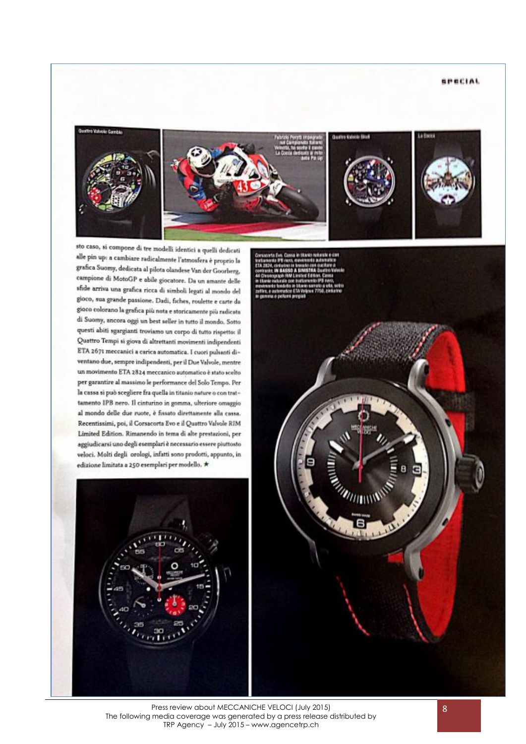sto caso, si compone di tre modelli identici a quelli dedicati alle pin up: a cambiare radicalmente l'atmosfera è proprio la grafica Suomy, dedicata al pilota olandese Van der Goorberg, campione di MotoGP e abile giocatore. Da un amante delle sfide arriva una grafica ricca di simboli legati al mondo del gioco, sua grande passione. Dadi, fiches, roulette e carte da gioco colorano la grafica più nota e storicamente più radicata di Suomy, ancora oggi un best seller in tutto il mondo. Sotto questi abiti sgargianti troviamo un corpo di tutto rispetto: il Quattro Tempi si giova di altrettanti movimenti indipendenti ETA 2671 meccanici a carica automatica. I cuori pulsanti diventano due, sempre indipendenti, per il Due Valvole, mentre un movimento ETA 2824 meccanico automatico è stato scelto per garantire al massimo le performance del Solo Tempo. Per la cassa si può scegliere fra quella in titanio nature o con trattamento IPB nero. Il cinturino in gomma, ulteriore omaggio al mondo delle due ruote, è fissato direttamente alla cassa. Recentissimi, poi, il Corsacorta Evo e il Quattro Valvole RIM Limited Edition. Rimanendo in tema di alte prestazioni, per aggiudicarsi uno degli esemplari è necessario essere piuttosto veloci. Molti degli orologi, infatti sono prodotti, appunto, in edizione limitata a 250 esemplari per modello. ★

Press review about MECCANICHE VELOCI (July 2015)
The following media coverage was generated by a press release distributed by TRP Agency – July 2015 – www.agencetrp.ch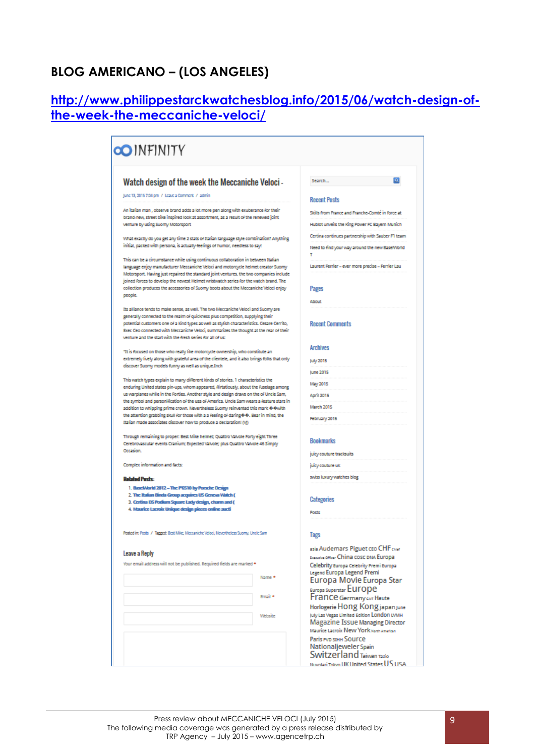## BLOG AMERICANO – (LOS ANGELES)

http://www.philippestarckwatchesblog.info/2015/06/watch-design-of-the-week-the-meccaniche-veloci/

INFINITY

### Watch design of the week the Meccaniche Veloci -

June 13, 2015 7:04 pm / Leave a Comment / admin

An Italian man , observe brand adds a lot more pen along with exuberance for their brand-new, street bike inspired look at assortment, as a result of the renewed joint venture by using Suomy Motorsport

What exactly do you get any time 2 stats of Italian language style combination? Anything initial, packed with persona, is actually feelings of humor, needless to say!

This can be a circumstance while using continuous collaboration in between Italian language enjoy manufacturer Meccaniche Veloci and motorcycle helmet creator Suomy Motorsport. Having just repaired the standard joint ventures, the two companies include joined forces to develop the newest Helmet wristwatch series for the watch brand. The collection produces the accessories of Suomy boots about the Meccaniche Veloci enjoy people.

Its alliance tends to make sense, as well. The two Meccaniche Veloci and Suomy are generally connected to the realm of quickness plus competition, supplying their potential customers one of a kind types as well as stylish characteristics. Cesare Cerrito, Exec Ceo connected with Meccaniche Veloci, summarizes the thought at the rear of their venture and the start with the fresh series for all of us:

"It is focused on those who really like motorcycle ownership, who constitute an extremely lively along with grateful area of the clientele, and it also brings folks that only discover Suomy models funny as well as unique.Inch

This watch types explain to many different kinds of stories. 1 characteristics the enduring United states pin-ups, whom appeared, flirtatiously, about the fuselage among us warplanes while in the Forties. Another style and design draws on the of Uncle Sam, the symbol and personification of the usa of America. Uncle Sam wears a feature stars in addition to whipping prime crown. Nevertheless Suomy reinvented this mark ��with the attention grabbing skull for those with a a feeling of daring��. Bear in mind, the Italian made associates discover how to produce a declaration! (M)

Through remaining to proper: Best Mike helmet; Quattro Valvole Forty eight Three Cerebrovascular events Cranium; Expected Valvole; plus Quattro Valvole 46 Simply Occasion.

Complex information and facts:

**Related Posts:**

1. BaselWorld 2012 – The P6510 by Porsche Design
2. The Italian Binda Group acquires US Geneva Watch (
3. Certina DS Podium Square Lady design, charm and (
4. Maurice Lacroix Unique design pieces online aucti

Posted in: Posts / Tagged: Best Mike, Meccaniche Veloci, Nevertheless Suomy, Uncle Sam

#### Leave a Reply

Your email address will not be published. Required fields are marked *

Name *

Email *

Website

Search...

**Recent Posts**

- Skills from France and Franche-Comté in force at
- Hublot unveils the King Power FC Bayern Munich
- Certina continues partnership with Sauber F1 team
- Need to find your way around the new BaselWorld T
- Laurent Ferrier – ever more precise – Ferrier Lau

**Pages**

- About

**Recent Comments**

**Archives**

- July 2015
- June 2015
- May 2015
- April 2015
- March 2015
- February 2015

**Bookmarks**

- juicy couture tracksuits
- juicy couture uk
- swiss luxury watches blog

**Categories**

- Posts

**Tags**

asia Audemars Piguet CEO CHF Chief Executive Officer China COSC DNA Europa Celebrity Europa Celebrity Premi Europa Legend Europa Legend Premi Europa Movie Europa Star Europa Superstar Europe France Germany GMT Haute Horlogerie Hong Kong japan June July Las Vegas Limited Edition London LVMH Magazine Issue Managing Director Maurice Lacroix New York North American Paris PVD SIHH Source Nationaljeweler Spain Switzerland Taiwan Tazio Nuvolari Tokyo UK United States US USA

Press review about MECCANICHE VELOCI (July 2015)
The following media coverage was generated by a press release distributed by
TRP Agency – July 2015 – www.agencetrp.ch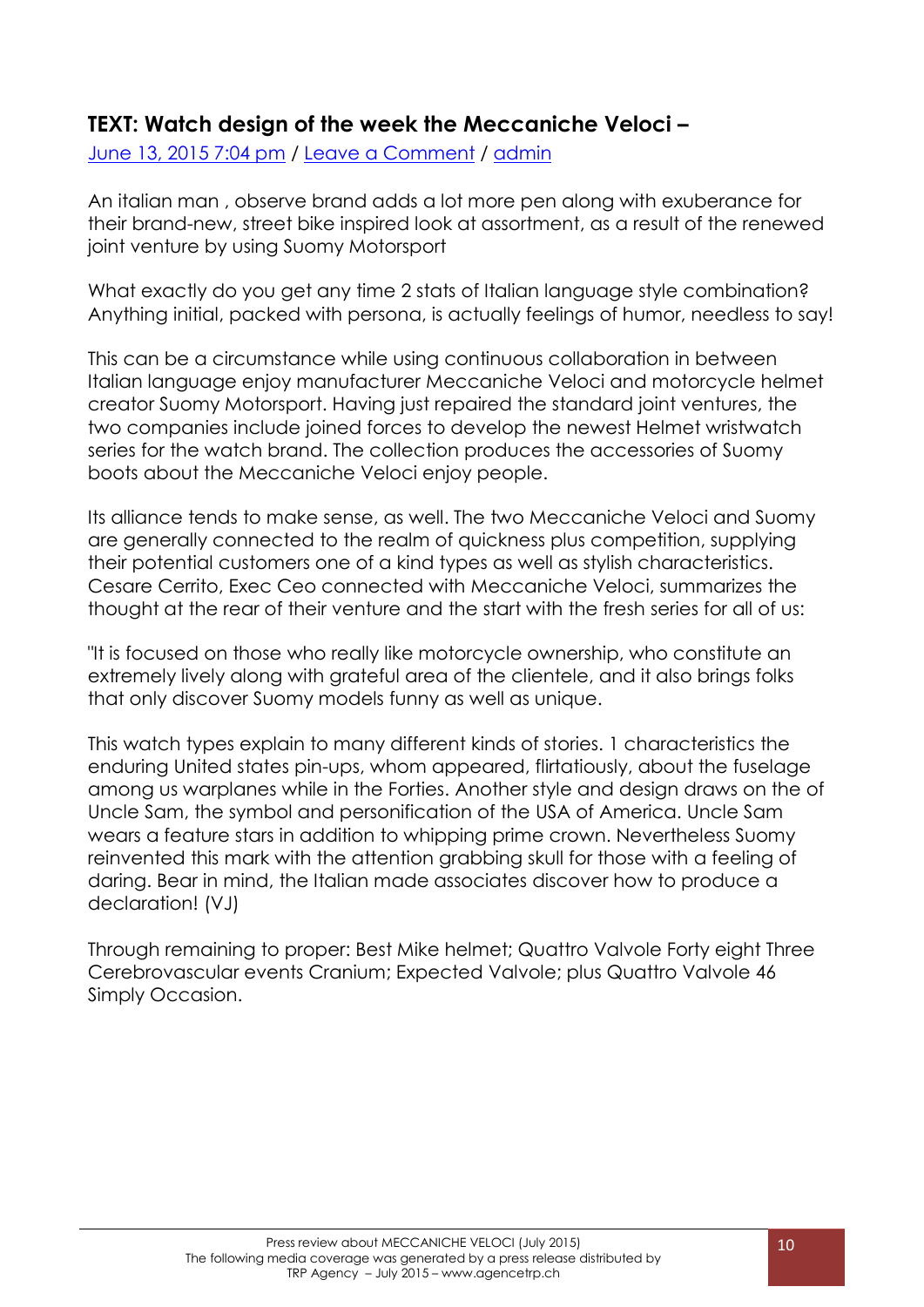## TEXT: Watch design of the week the Meccaniche Veloci –

June 13, 2015 7:04 pm / Leave a Comment / admin

An italian man , observe brand adds a lot more pen along with exuberance for their brand-new, street bike inspired look at assortment, as a result of the renewed joint venture by using Suomy Motorsport

What exactly do you get any time 2 stats of Italian language style combination? Anything initial, packed with persona, is actually feelings of humor, needless to say!

This can be a circumstance while using continuous collaboration in between Italian language enjoy manufacturer Meccaniche Veloci and motorcycle helmet creator Suomy Motorsport. Having just repaired the standard joint ventures, the two companies include joined forces to develop the newest Helmet wristwatch series for the watch brand. The collection produces the accessories of Suomy boots about the Meccaniche Veloci enjoy people.

Its alliance tends to make sense, as well. The two Meccaniche Veloci and Suomy are generally connected to the realm of quickness plus competition, supplying their potential customers one of a kind types as well as stylish characteristics. Cesare Cerrito, Exec Ceo connected with Meccaniche Veloci, summarizes the thought at the rear of their venture and the start with the fresh series for all of us:

"It is focused on those who really like motorcycle ownership, who constitute an extremely lively along with grateful area of the clientele, and it also brings folks that only discover Suomy models funny as well as unique.

This watch types explain to many different kinds of stories. 1 characteristics the enduring United states pin-ups, whom appeared, flirtatiously, about the fuselage among us warplanes while in the Forties. Another style and design draws on the of Uncle Sam, the symbol and personification of the USA of America. Uncle Sam wears a feature stars in addition to whipping prime crown. Nevertheless Suomy reinvented this mark with the attention grabbing skull for those with a feeling of daring. Bear in mind, the Italian made associates discover how to produce a declaration! (VJ)

Through remaining to proper: Best Mike helmet; Quattro Valvole Forty eight Three Cerebrovascular events Cranium; Expected Valvole; plus Quattro Valvole 46 Simply Occasion.